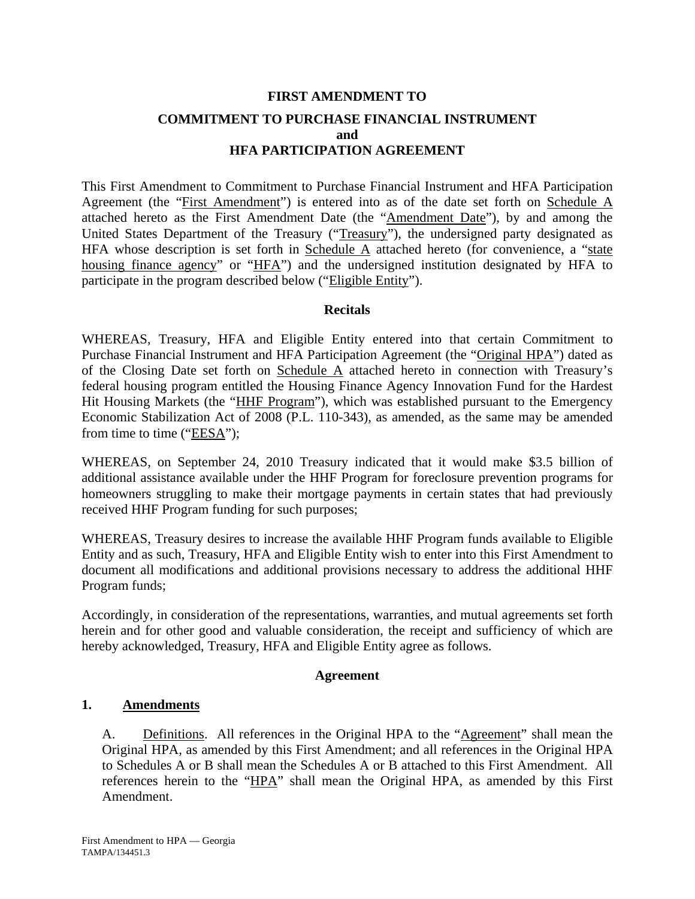# FIRST AMENDMENT TO

## COMMITMENT TO PURCHASE FINANCIAL INSTRUMENT
## and
## HFA PARTICIPATION AGREEMENT

This First Amendment to Commitment to Purchase Financial Instrument and HFA Participation Agreement (the "First Amendment") is entered into as of the date set forth on Schedule A attached hereto as the First Amendment Date (the "Amendment Date"), by and among the United States Department of the Treasury ("Treasury"), the undersigned party designated as HFA whose description is set forth in Schedule A attached hereto (for convenience, a "state housing finance agency" or "HFA") and the undersigned institution designated by HFA to participate in the program described below ("Eligible Entity").

### Recitals

WHEREAS, Treasury, HFA and Eligible Entity entered into that certain Commitment to Purchase Financial Instrument and HFA Participation Agreement (the "Original HPA") dated as of the Closing Date set forth on Schedule A attached hereto in connection with Treasury's federal housing program entitled the Housing Finance Agency Innovation Fund for the Hardest Hit Housing Markets (the "HHF Program"), which was established pursuant to the Emergency Economic Stabilization Act of 2008 (P.L. 110-343), as amended, as the same may be amended from time to time ("EESA");

WHEREAS, on September 24, 2010 Treasury indicated that it would make $3.5 billion of additional assistance available under the HHF Program for foreclosure prevention programs for homeowners struggling to make their mortgage payments in certain states that had previously received HHF Program funding for such purposes;

WHEREAS, Treasury desires to increase the available HHF Program funds available to Eligible Entity and as such, Treasury, HFA and Eligible Entity wish to enter into this First Amendment to document all modifications and additional provisions necessary to address the additional HHF Program funds;

Accordingly, in consideration of the representations, warranties, and mutual agreements set forth herein and for other good and valuable consideration, the receipt and sufficiency of which are hereby acknowledged, Treasury, HFA and Eligible Entity agree as follows.

### Agreement

**1. Amendments**

A. Definitions. All references in the Original HPA to the "Agreement" shall mean the Original HPA, as amended by this First Amendment; and all references in the Original HPA to Schedules A or B shall mean the Schedules A or B attached to this First Amendment. All references herein to the "HPA" shall mean the Original HPA, as amended by this First Amendment.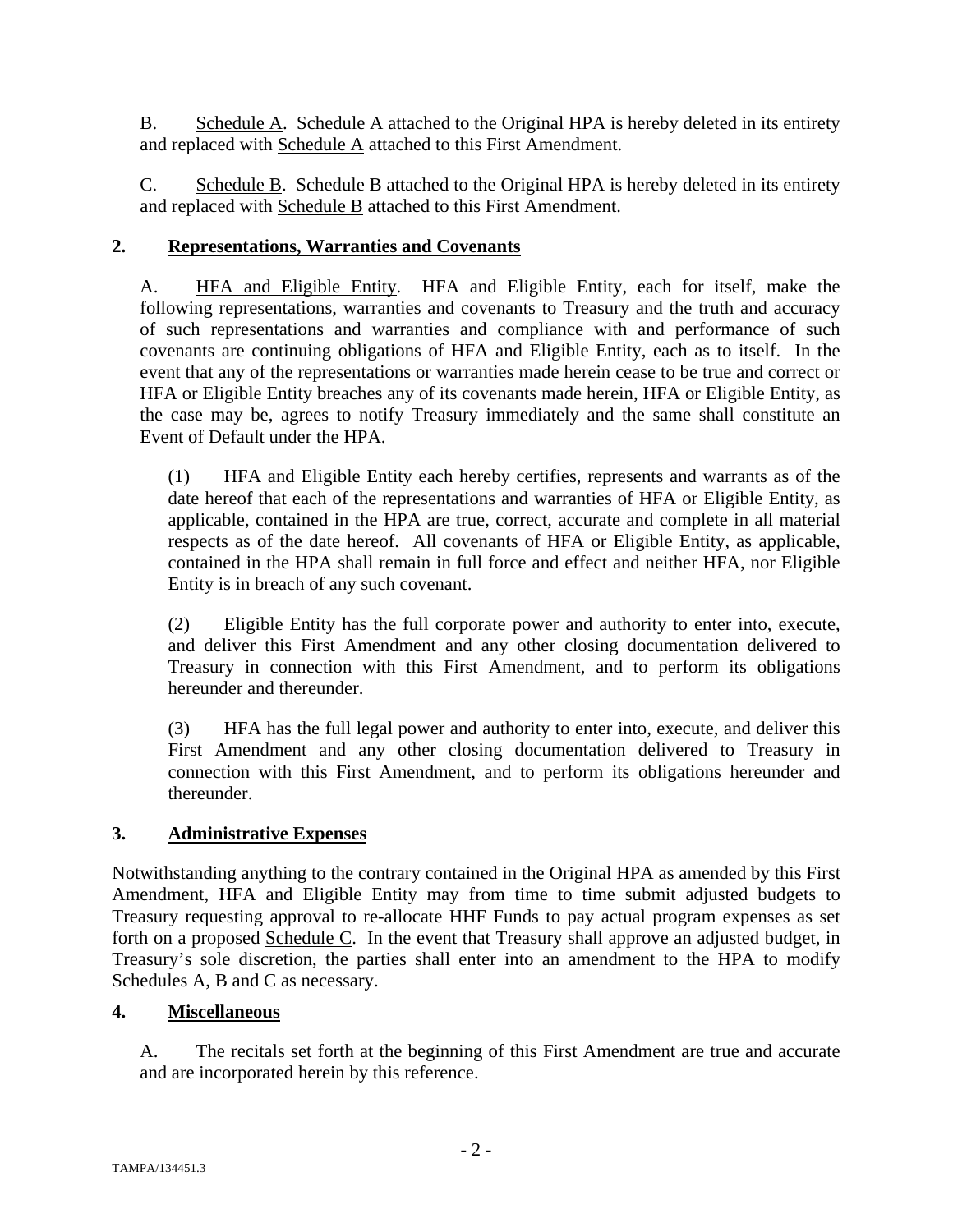B. Schedule A. Schedule A attached to the Original HPA is hereby deleted in its entirety and replaced with Schedule A attached to this First Amendment.

C. Schedule B. Schedule B attached to the Original HPA is hereby deleted in its entirety and replaced with Schedule B attached to this First Amendment.

## 2. Representations, Warranties and Covenants

A. HFA and Eligible Entity. HFA and Eligible Entity, each for itself, make the following representations, warranties and covenants to Treasury and the truth and accuracy of such representations and warranties and compliance with and performance of such covenants are continuing obligations of HFA and Eligible Entity, each as to itself. In the event that any of the representations or warranties made herein cease to be true and correct or HFA or Eligible Entity breaches any of its covenants made herein, HFA or Eligible Entity, as the case may be, agrees to notify Treasury immediately and the same shall constitute an Event of Default under the HPA.

(1) HFA and Eligible Entity each hereby certifies, represents and warrants as of the date hereof that each of the representations and warranties of HFA or Eligible Entity, as applicable, contained in the HPA are true, correct, accurate and complete in all material respects as of the date hereof. All covenants of HFA or Eligible Entity, as applicable, contained in the HPA shall remain in full force and effect and neither HFA, nor Eligible Entity is in breach of any such covenant.

(2) Eligible Entity has the full corporate power and authority to enter into, execute, and deliver this First Amendment and any other closing documentation delivered to Treasury in connection with this First Amendment, and to perform its obligations hereunder and thereunder.

(3) HFA has the full legal power and authority to enter into, execute, and deliver this First Amendment and any other closing documentation delivered to Treasury in connection with this First Amendment, and to perform its obligations hereunder and thereunder.

## 3. Administrative Expenses

Notwithstanding anything to the contrary contained in the Original HPA as amended by this First Amendment, HFA and Eligible Entity may from time to time submit adjusted budgets to Treasury requesting approval to re-allocate HHF Funds to pay actual program expenses as set forth on a proposed Schedule C. In the event that Treasury shall approve an adjusted budget, in Treasury's sole discretion, the parties shall enter into an amendment to the HPA to modify Schedules A, B and C as necessary.

## 4. Miscellaneous

A. The recitals set forth at the beginning of this First Amendment are true and accurate and are incorporated herein by this reference.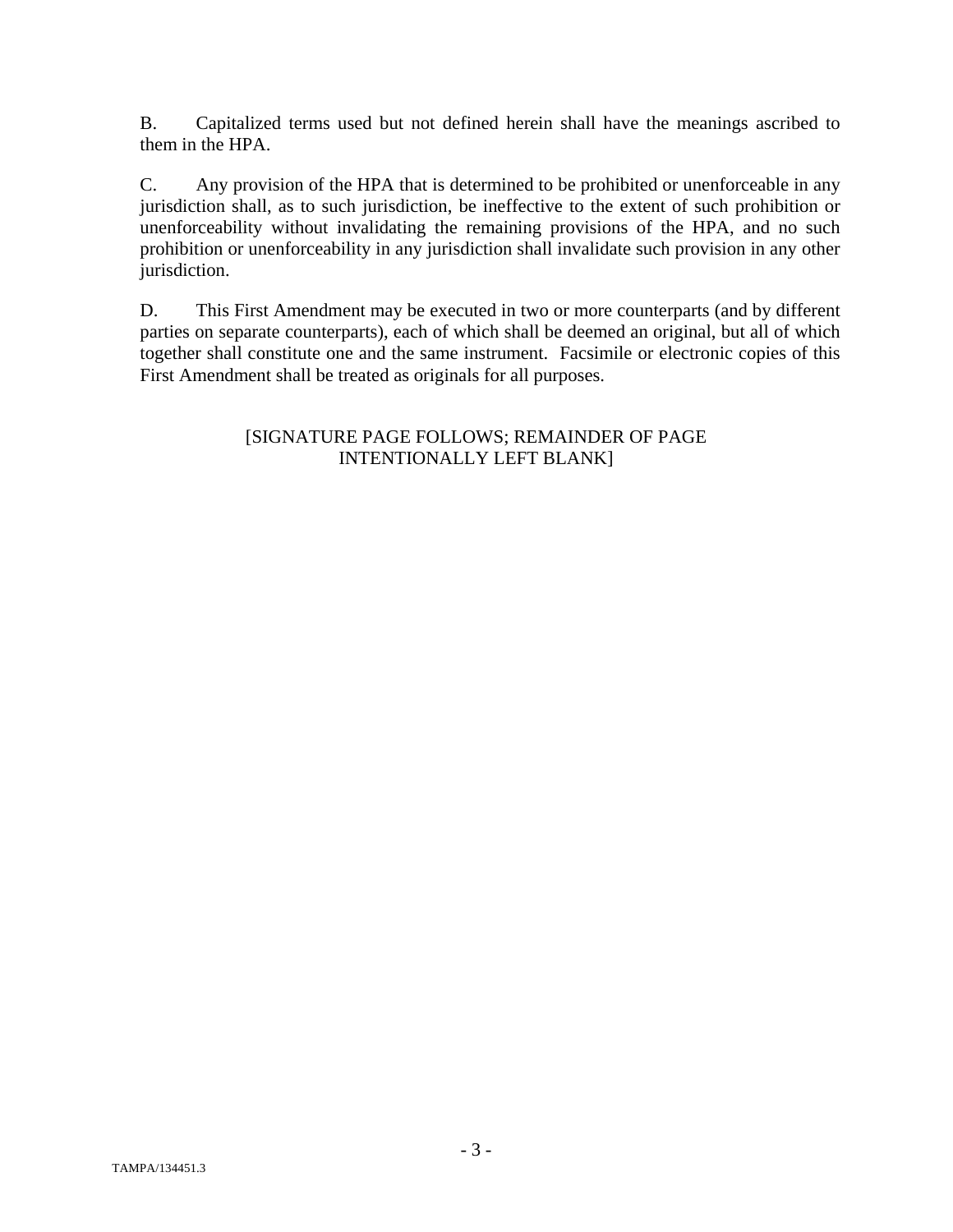B. Capitalized terms used but not defined herein shall have the meanings ascribed to them in the HPA.

C. Any provision of the HPA that is determined to be prohibited or unenforceable in any jurisdiction shall, as to such jurisdiction, be ineffective to the extent of such prohibition or unenforceability without invalidating the remaining provisions of the HPA, and no such prohibition or unenforceability in any jurisdiction shall invalidate such provision in any other jurisdiction.

D. This First Amendment may be executed in two or more counterparts (and by different parties on separate counterparts), each of which shall be deemed an original, but all of which together shall constitute one and the same instrument. Facsimile or electronic copies of this First Amendment shall be treated as originals for all purposes.

[SIGNATURE PAGE FOLLOWS; REMAINDER OF PAGE INTENTIONALLY LEFT BLANK]

TAMPA/134451.3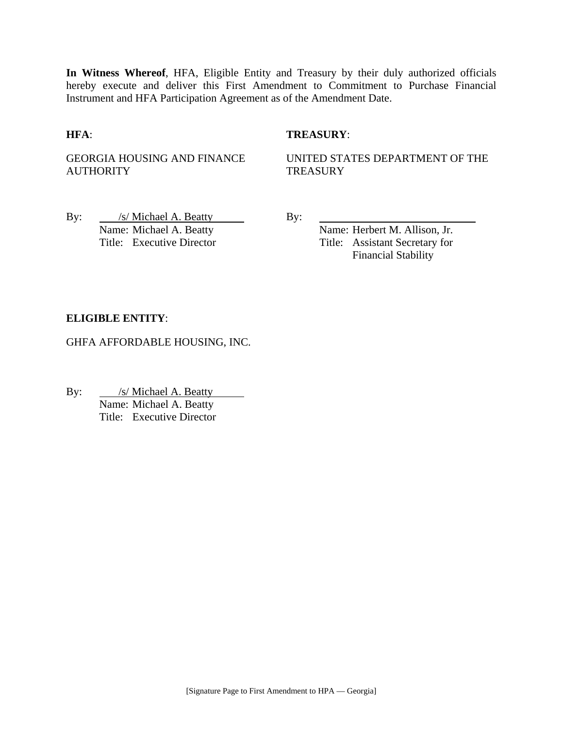**In Witness Whereof**, HFA, Eligible Entity and Treasury by their duly authorized officials hereby execute and deliver this First Amendment to Commitment to Purchase Financial Instrument and HFA Participation Agreement as of the Amendment Date.

**HFA**:

GEORGIA HOUSING AND FINANCE AUTHORITY

By: /s/ Michael A. Beatty
Name: Michael A. Beatty
Title: Executive Director

**TREASURY**:

UNITED STATES DEPARTMENT OF THE TREASURY

By: ______________________________
Name: Herbert M. Allison, Jr.
Title: Assistant Secretary for Financial Stability

**ELIGIBLE ENTITY**:

GHFA AFFORDABLE HOUSING, INC.

By: /s/ Michael A. Beatty
Name: Michael A. Beatty
Title: Executive Director

[Signature Page to First Amendment to HPA — Georgia]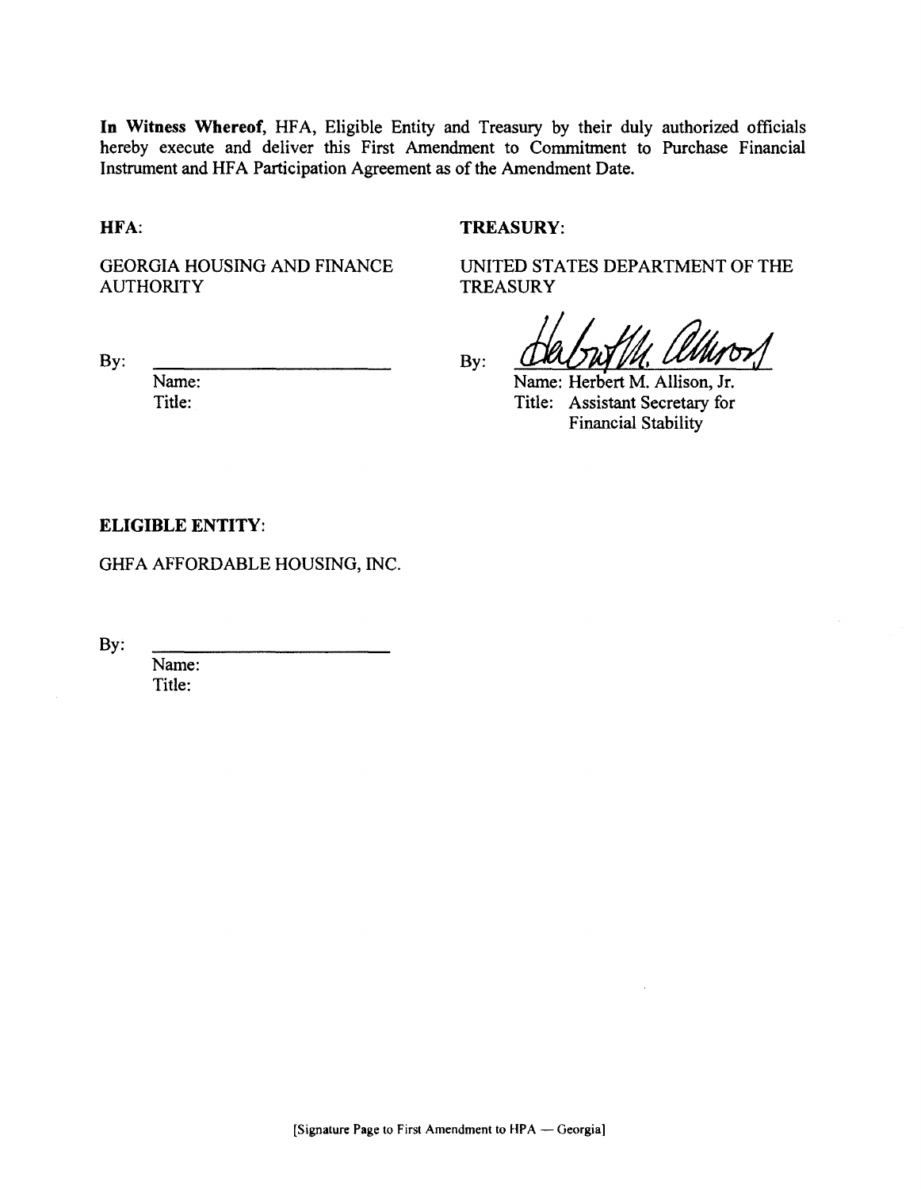**In Witness Whereof,** HFA, Eligible Entity and Treasury by their duly authorized officials hereby execute and deliver this First Amendment to Commitment to Purchase Financial Instrument and HFA Participation Agreement as of the Amendment Date.

**HFA:**

GEORGIA HOUSING AND FINANCE AUTHORITY

By: \_\_\_\_\_\_\_\_\_\_\_\_\_\_\_\_\_\_\_\_\_\_\_\_

Name:
Title:

**TREASURY:**

UNITED STATES DEPARTMENT OF THE TREASURY

By: \_\_\_\_\_\_\_\_\_\_\_\_\_\_\_\_\_\_\_\_\_\_\_\_

Name: Herbert M. Allison, Jr.
Title: Assistant Secretary for Financial Stability

**ELIGIBLE ENTITY:**

GHFA AFFORDABLE HOUSING, INC.

By: \_\_\_\_\_\_\_\_\_\_\_\_\_\_\_\_\_\_\_\_\_\_\_\_

Name:
Title:

[Signature Page to First Amendment to HPA — Georgia]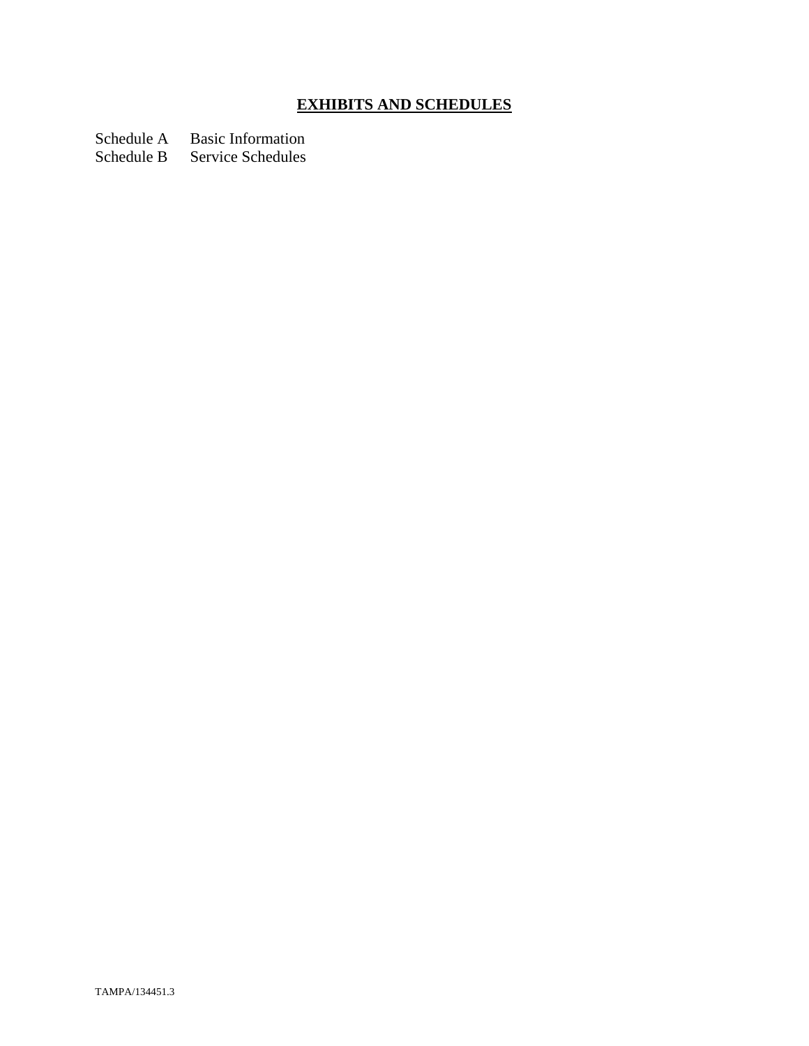## **EXHIBITS AND SCHEDULES**

Schedule A Basic Information
Schedule B Service Schedules

TAMPA/134451.3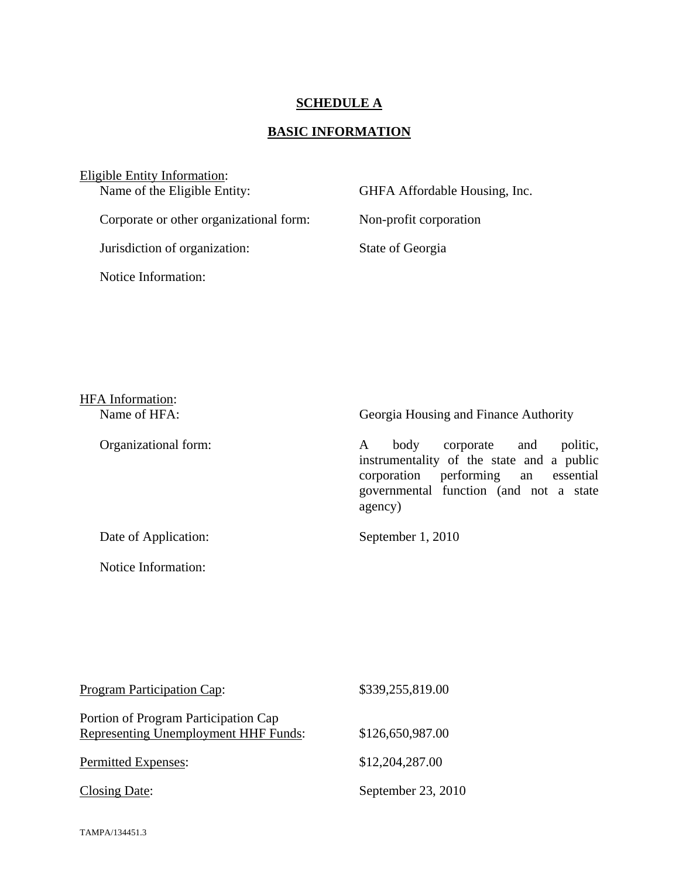# SCHEDULE A

## BASIC INFORMATION

Eligible Entity Information:

| | |
|---|---|
| Name of the Eligible Entity: | GHFA Affordable Housing, Inc. |
| Corporate or other organizational form: | Non-profit corporation |
| Jurisdiction of organization: | State of Georgia |
| Notice Information: | |

HFA Information:

| | |
|---|---|
| Name of HFA: | Georgia Housing and Finance Authority |
| Organizational form: | A body corporate and politic, instrumentality of the state and a public corporation performing an essential governmental function (and not a state agency) |
| Date of Application: | September 1, 2010 |
| Notice Information: | |

| | |
|---|---|
| Program Participation Cap: | $339,255,819.00 |
| Portion of Program Participation Cap Representing Unemployment HHF Funds: | $126,650,987.00 |
| Permitted Expenses: | $12,204,287.00 |
| Closing Date: | September 23, 2010 |

TAMPA/134451.3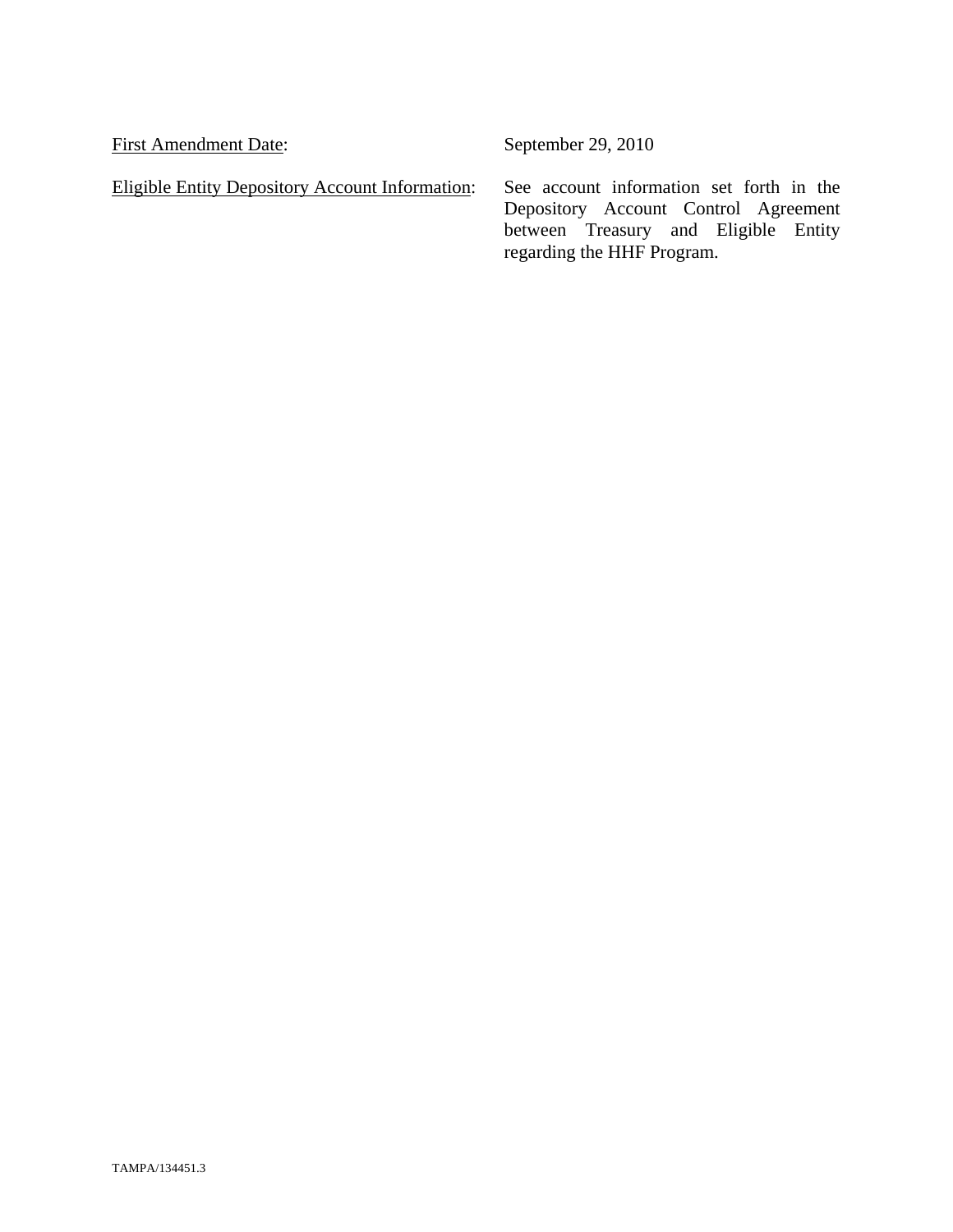First Amendment Date: September 29, 2010

Eligible Entity Depository Account Information: See account information set forth in the Depository Account Control Agreement between Treasury and Eligible Entity regarding the HHF Program.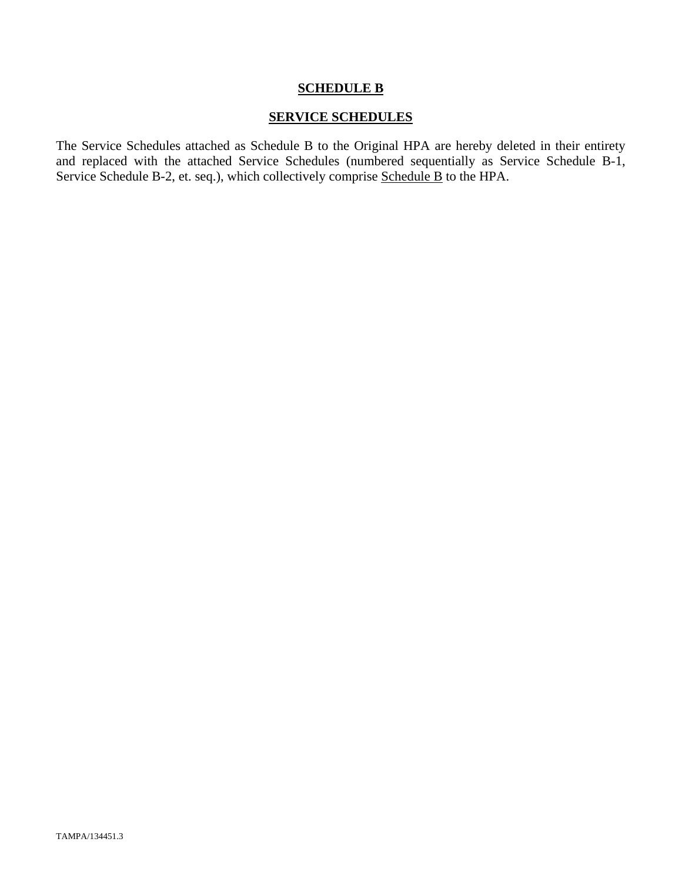# **SCHEDULE B**

## **SERVICE SCHEDULES**

The Service Schedules attached as Schedule B to the Original HPA are hereby deleted in their entirety and replaced with the attached Service Schedules (numbered sequentially as Service Schedule B-1, Service Schedule B-2, et. seq.), which collectively comprise Schedule B to the HPA.

TAMPA/134451.3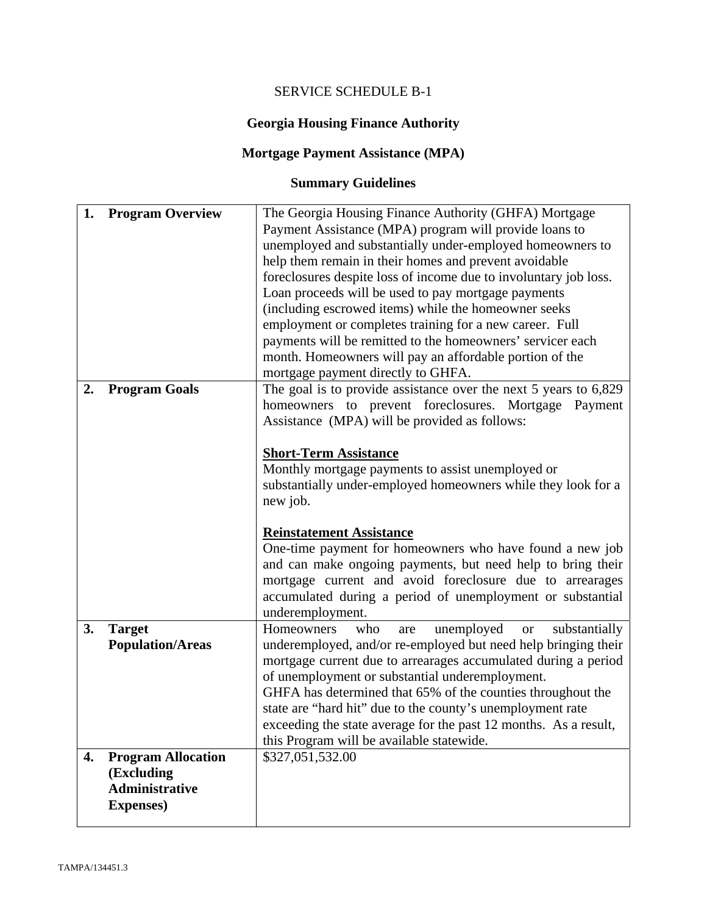SERVICE SCHEDULE B-1

**Georgia Housing Finance Authority**

**Mortgage Payment Assistance (MPA)**

**Summary Guidelines**

| | |
|---|---|
| **1. Program Overview** | The Georgia Housing Finance Authority (GHFA) Mortgage Payment Assistance (MPA) program will provide loans to unemployed and substantially under-employed homeowners to help them remain in their homes and prevent avoidable foreclosures despite loss of income due to involuntary job loss. Loan proceeds will be used to pay mortgage payments (including escrowed items) while the homeowner seeks employment or completes training for a new career. Full payments will be remitted to the homeowners' servicer each month. Homeowners will pay an affordable portion of the mortgage payment directly to GHFA. |
| **2. Program Goals** | The goal is to provide assistance over the next 5 years to 6,829 homeowners to prevent foreclosures. Mortgage Payment Assistance (MPA) will be provided as follows:<br><br>**Short-Term Assistance**<br>Monthly mortgage payments to assist unemployed or substantially under-employed homeowners while they look for a new job.<br><br>**Reinstatement Assistance**<br>One-time payment for homeowners who have found a new job and can make ongoing payments, but need help to bring their mortgage current and avoid foreclosure due to arrearages accumulated during a period of unemployment or substantial underemployment. |
| **3. Target Population/Areas** | Homeowners who are unemployed or substantially underemployed, and/or re-employed but need help bringing their mortgage current due to arrearages accumulated during a period of unemployment or substantial underemployment.<br>GHFA has determined that 65% of the counties throughout the state are "hard hit" due to the county's unemployment rate exceeding the state average for the past 12 months. As a result, this Program will be available statewide. |
| **4. Program Allocation (Excluding Administrative Expenses)** | $327,051,532.00 |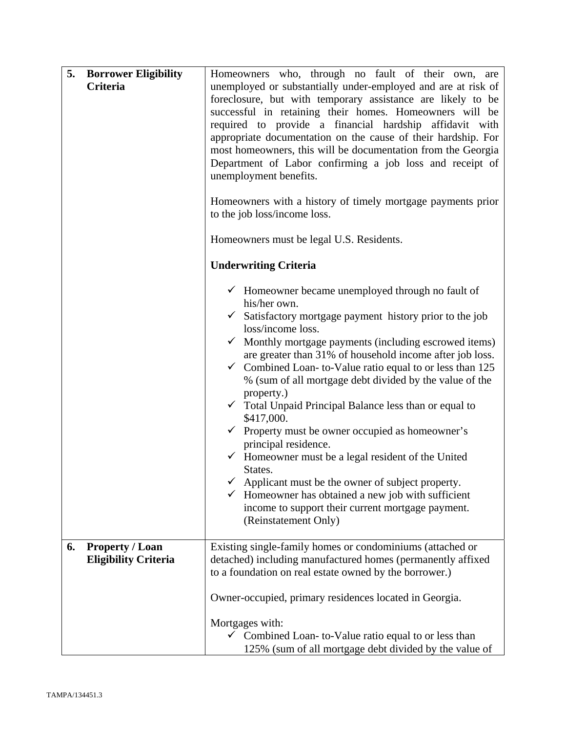| | | |
|---|---|---|
| **5.** | **Borrower Eligibility Criteria** | Homeowners who, through no fault of their own, are unemployed or substantially under-employed and are at risk of foreclosure, but with temporary assistance are likely to be successful in retaining their homes. Homeowners will be required to provide a financial hardship affidavit with appropriate documentation on the cause of their hardship. For most homeowners, this will be documentation from the Georgia Department of Labor confirming a job loss and receipt of unemployment benefits.<br><br>Homeowners with a history of timely mortgage payments prior to the job loss/income loss.<br><br>Homeowners must be legal U.S. Residents.<br><br>**Underwriting Criteria**<br><br>✓ Homeowner became unemployed through no fault of his/her own.<br>✓ Satisfactory mortgage payment history prior to the job loss/income loss.<br>✓ Monthly mortgage payments (including escrowed items) are greater than 31% of household income after job loss.<br>✓ Combined Loan- to-Value ratio equal to or less than 125 % (sum of all mortgage debt divided by the value of the property.)<br>✓ Total Unpaid Principal Balance less than or equal to $417,000.<br>✓ Property must be owner occupied as homeowner's principal residence.<br>✓ Homeowner must be a legal resident of the United States.<br>✓ Applicant must be the owner of subject property.<br>✓ Homeowner has obtained a new job with sufficient income to support their current mortgage payment. (Reinstatement Only) |
| **6.** | **Property / Loan Eligibility Criteria** | Existing single-family homes or condominiums (attached or detached) including manufactured homes (permanently affixed to a foundation on real estate owned by the borrower.)<br><br>Owner-occupied, primary residences located in Georgia.<br><br>Mortgages with:<br>✓ Combined Loan- to-Value ratio equal to or less than 125% (sum of all mortgage debt divided by the value of |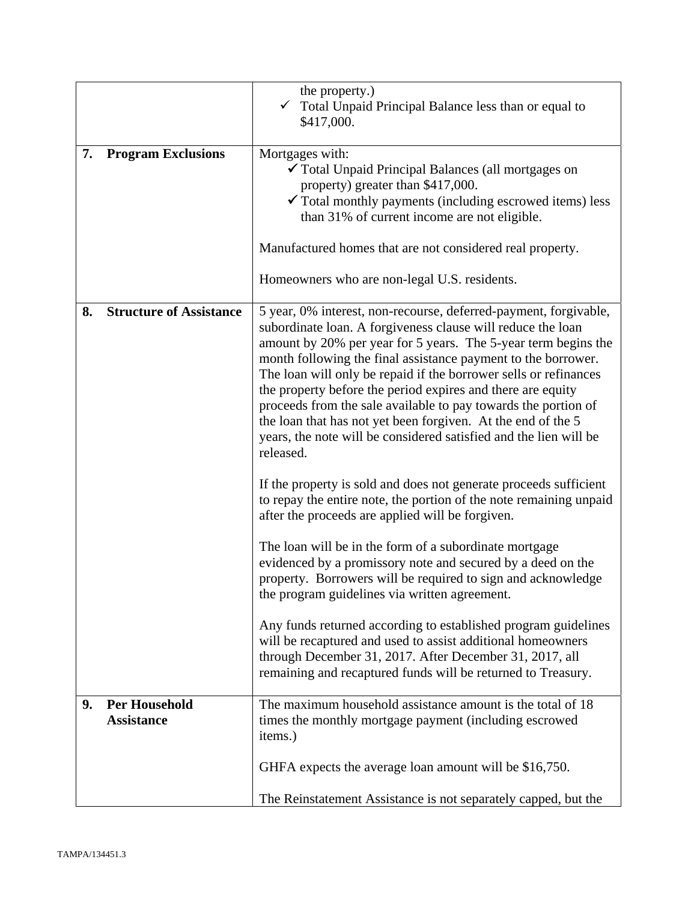|  |  |
|---|---|
|  | the property.)<br>✓ Total Unpaid Principal Balance less than or equal to $417,000. |
| **7. Program Exclusions** | Mortgages with:<br>✓ Total Unpaid Principal Balances (all mortgages on property) greater than $417,000.<br>✓ Total monthly payments (including escrowed items) less than 31% of current income are not eligible.<br><br>Manufactured homes that are not considered real property.<br><br>Homeowners who are non-legal U.S. residents. |
| **8. Structure of Assistance** | 5 year, 0% interest, non-recourse, deferred-payment, forgivable, subordinate loan. A forgiveness clause will reduce the loan amount by 20% per year for 5 years. The 5-year term begins the month following the final assistance payment to the borrower. The loan will only be repaid if the borrower sells or refinances the property before the period expires and there are equity proceeds from the sale available to pay towards the portion of the loan that has not yet been forgiven. At the end of the 5 years, the note will be considered satisfied and the lien will be released.<br><br>If the property is sold and does not generate proceeds sufficient to repay the entire note, the portion of the note remaining unpaid after the proceeds are applied will be forgiven.<br><br>The loan will be in the form of a subordinate mortgage evidenced by a promissory note and secured by a deed on the property. Borrowers will be required to sign and acknowledge the program guidelines via written agreement.<br><br>Any funds returned according to established program guidelines will be recaptured and used to assist additional homeowners through December 31, 2017. After December 31, 2017, all remaining and recaptured funds will be returned to Treasury. |
| **9. Per Household Assistance** | The maximum household assistance amount is the total of 18 times the monthly mortgage payment (including escrowed items.)<br><br>GHFA expects the average loan amount will be $16,750.<br><br>The Reinstatement Assistance is not separately capped, but the |

TAMPA/134451.3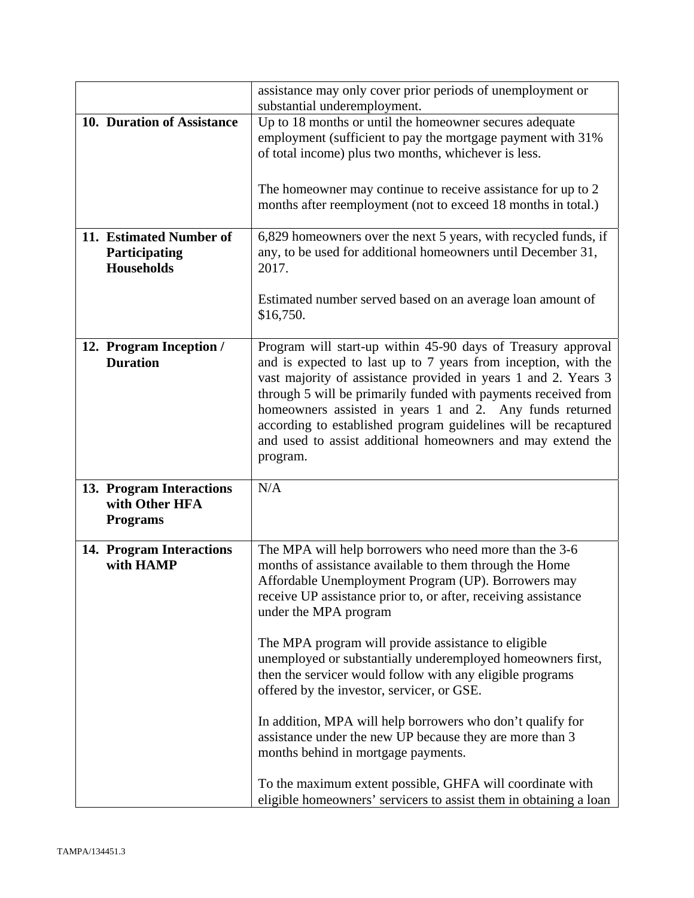| | |
|---|---|
| | assistance may only cover prior periods of unemployment or substantial underemployment. |
| **10. Duration of Assistance** | Up to 18 months or until the homeowner secures adequate employment (sufficient to pay the mortgage payment with 31% of total income) plus two months, whichever is less.<br><br>The homeowner may continue to receive assistance for up to 2 months after reemployment (not to exceed 18 months in total.) |
| **11. Estimated Number of Participating Households** | 6,829 homeowners over the next 5 years, with recycled funds, if any, to be used for additional homeowners until December 31, 2017.<br><br>Estimated number served based on an average loan amount of $16,750. |
| **12. Program Inception / Duration** | Program will start-up within 45-90 days of Treasury approval and is expected to last up to 7 years from inception, with the vast majority of assistance provided in years 1 and 2. Years 3 through 5 will be primarily funded with payments received from homeowners assisted in years 1 and 2. Any funds returned according to established program guidelines will be recaptured and used to assist additional homeowners and may extend the program. |
| **13. Program Interactions with Other HFA Programs** | N/A |
| **14. Program Interactions with HAMP** | The MPA will help borrowers who need more than the 3-6 months of assistance available to them through the Home Affordable Unemployment Program (UP). Borrowers may receive UP assistance prior to, or after, receiving assistance under the MPA program<br><br>The MPA program will provide assistance to eligible unemployed or substantially underemployed homeowners first, then the servicer would follow with any eligible programs offered by the investor, servicer, or GSE.<br><br>In addition, MPA will help borrowers who don't qualify for assistance under the new UP because they are more than 3 months behind in mortgage payments.<br><br>To the maximum extent possible, GHFA will coordinate with eligible homeowners' servicers to assist them in obtaining a loan |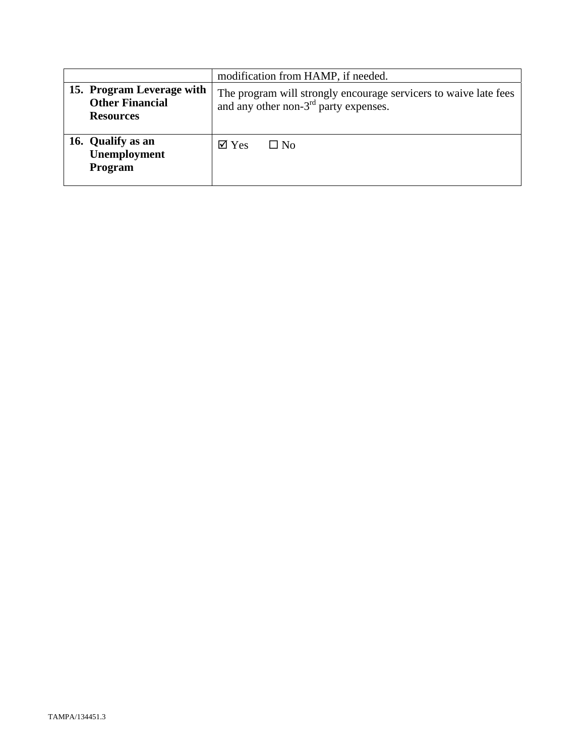| | |
|---|---|
| | modification from HAMP, if needed. |
| **15. Program Leverage with Other Financial Resources** | The program will strongly encourage servicers to waive late fees and any other non-3rd party expenses. |
| **16. Qualify as an Unemployment Program** | ☑ Yes ☐ No |

TAMPA/134451.3